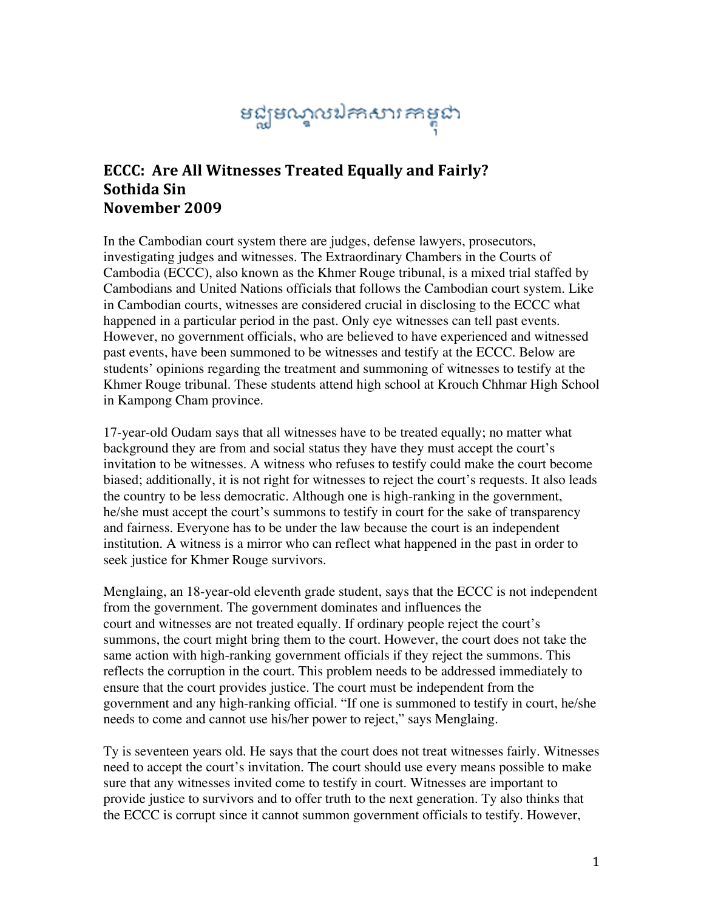មជ្ឈមណ្ឌលឯកសារកម្ពុជា

## ECCC: Are All Witnesses Treated Equally and Fairly?
## Sothida Sin
## November 2009

In the Cambodian court system there are judges, defense lawyers, prosecutors, investigating judges and witnesses. The Extraordinary Chambers in the Courts of Cambodia (ECCC), also known as the Khmer Rouge tribunal, is a mixed trial staffed by Cambodians and United Nations officials that follows the Cambodian court system. Like in Cambodian courts, witnesses are considered crucial in disclosing to the ECCC what happened in a particular period in the past. Only eye witnesses can tell past events. However, no government officials, who are believed to have experienced and witnessed past events, have been summoned to be witnesses and testify at the ECCC. Below are students' opinions regarding the treatment and summoning of witnesses to testify at the Khmer Rouge tribunal. These students attend high school at Krouch Chhmar High School in Kampong Cham province.

17-year-old Oudam says that all witnesses have to be treated equally; no matter what background they are from and social status they have they must accept the court's invitation to be witnesses. A witness who refuses to testify could make the court become biased; additionally, it is not right for witnesses to reject the court's requests. It also leads the country to be less democratic. Although one is high-ranking in the government, he/she must accept the court's summons to testify in court for the sake of transparency and fairness. Everyone has to be under the law because the court is an independent institution. A witness is a mirror who can reflect what happened in the past in order to seek justice for Khmer Rouge survivors.

Menglaing, an 18-year-old eleventh grade student, says that the ECCC is not independent from the government. The government dominates and influences the court and witnesses are not treated equally. If ordinary people reject the court's summons, the court might bring them to the court. However, the court does not take the same action with high-ranking government officials if they reject the summons. This reflects the corruption in the court. This problem needs to be addressed immediately to ensure that the court provides justice. The court must be independent from the government and any high-ranking official. "If one is summoned to testify in court, he/she needs to come and cannot use his/her power to reject," says Menglaing.

Ty is seventeen years old. He says that the court does not treat witnesses fairly. Witnesses need to accept the court's invitation. The court should use every means possible to make sure that any witnesses invited come to testify in court. Witnesses are important to provide justice to survivors and to offer truth to the next generation. Ty also thinks that the ECCC is corrupt since it cannot summon government officials to testify. However,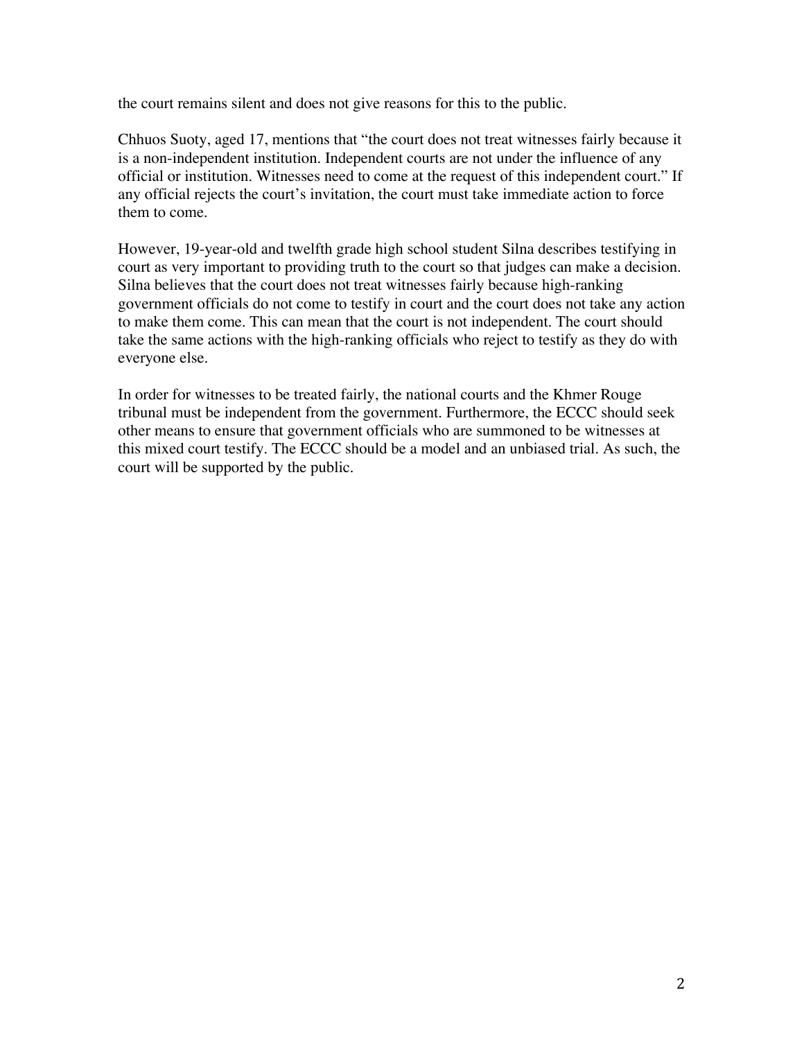the court remains silent and does not give reasons for this to the public.

Chhuos Suoty, aged 17, mentions that "the court does not treat witnesses fairly because it is a non-independent institution. Independent courts are not under the influence of any official or institution. Witnesses need to come at the request of this independent court." If any official rejects the court's invitation, the court must take immediate action to force them to come.

However, 19-year-old and twelfth grade high school student Silna describes testifying in court as very important to providing truth to the court so that judges can make a decision. Silna believes that the court does not treat witnesses fairly because high-ranking government officials do not come to testify in court and the court does not take any action to make them come. This can mean that the court is not independent. The court should take the same actions with the high-ranking officials who reject to testify as they do with everyone else.

In order for witnesses to be treated fairly, the national courts and the Khmer Rouge tribunal must be independent from the government. Furthermore, the ECCC should seek other means to ensure that government officials who are summoned to be witnesses at this mixed court testify. The ECCC should be a model and an unbiased trial. As such, the court will be supported by the public.